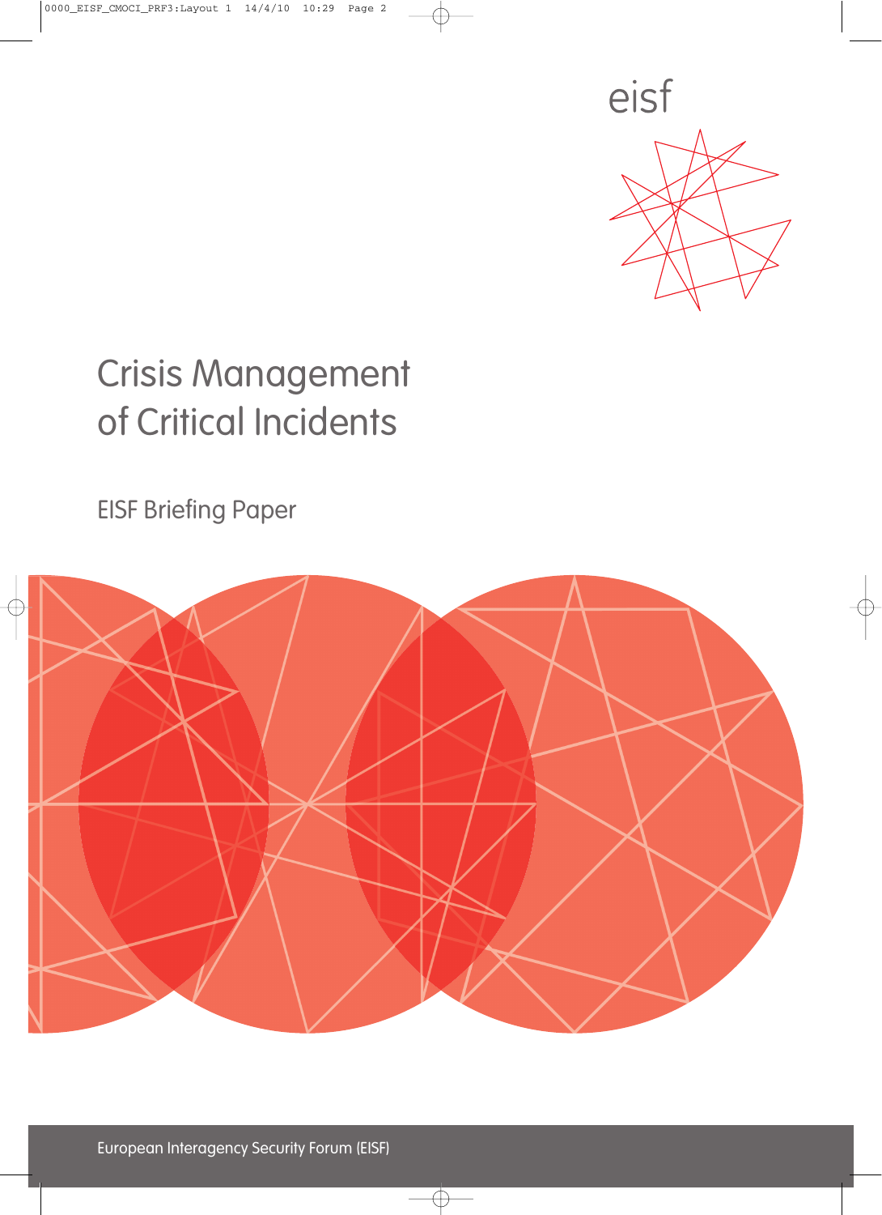eisf

# Crisis Management of Critical Incidents

EISF Briefing Paper

European Interagency Security Forum (EISF)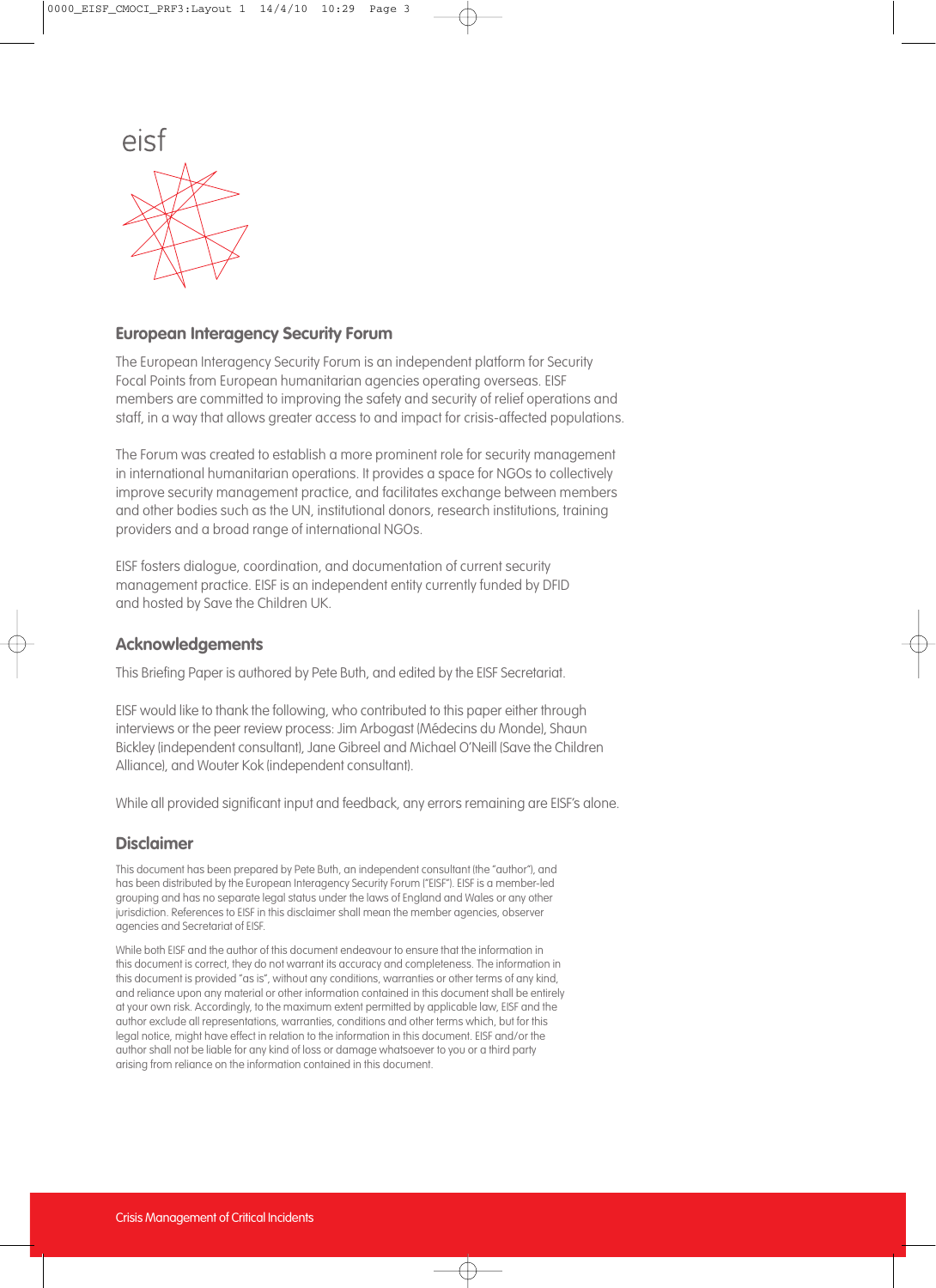eisf

## European Interagency Security Forum

The European Interagency Security Forum is an independent platform for Security Focal Points from European humanitarian agencies operating overseas. EISF members are committed to improving the safety and security of relief operations and staff, in a way that allows greater access to and impact for crisis-affected populations.

The Forum was created to establish a more prominent role for security management in international humanitarian operations. It provides a space for NGOs to collectively improve security management practice, and facilitates exchange between members and other bodies such as the UN, institutional donors, research institutions, training providers and a broad range of international NGOs.

EISF fosters dialogue, coordination, and documentation of current security management practice. EISF is an independent entity currently funded by DFID and hosted by Save the Children UK.

## Acknowledgements

This Briefing Paper is authored by Pete Buth, and edited by the EISF Secretariat.

EISF would like to thank the following, who contributed to this paper either through interviews or the peer review process: Jim Arbogast (Médecins du Monde), Shaun Bickley (independent consultant), Jane Gibreel and Michael O'Neill (Save the Children Alliance), and Wouter Kok (independent consultant).

While all provided significant input and feedback, any errors remaining are EISF's alone.

## Disclaimer

This document has been prepared by Pete Buth, an independent consultant (the "author"), and has been distributed by the European Interagency Security Forum ("EISF"). EISF is a member-led grouping and has no separate legal status under the laws of England and Wales or any other jurisdiction. References to EISF in this disclaimer shall mean the member agencies, observer agencies and Secretariat of EISF.

While both EISF and the author of this document endeavour to ensure that the information in this document is correct, they do not warrant its accuracy and completeness. The information in this document is provided "as is", without any conditions, warranties or other terms of any kind, and reliance upon any material or other information contained in this document shall be entirely at your own risk. Accordingly, to the maximum extent permitted by applicable law, EISF and the author exclude all representations, warranties, conditions and other terms which, but for this legal notice, might have effect in relation to the information in this document. EISF and/or the author shall not be liable for any kind of loss or damage whatsoever to you or a third party arising from reliance on the information contained in this document.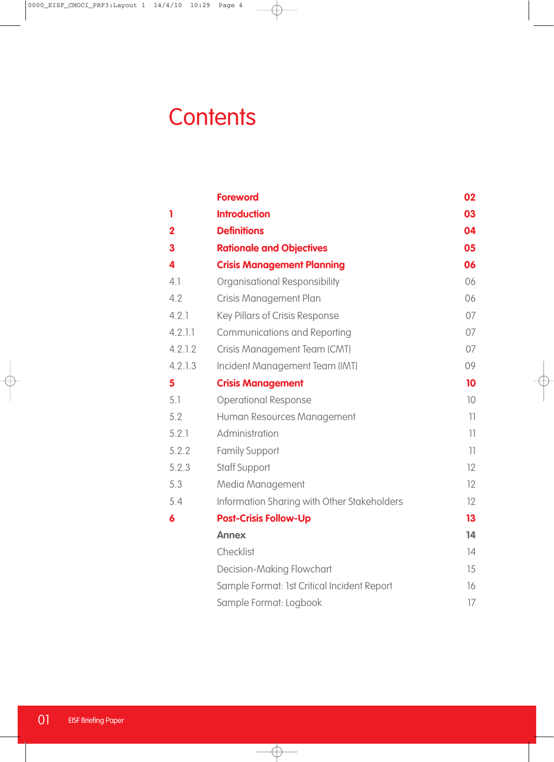# Contents

| | | |
|---|---|---|
| | **Foreword** | **02** |
| **1** | **Introduction** | **03** |
| **2** | **Definitions** | **04** |
| **3** | **Rationale and Objectives** | **05** |
| **4** | **Crisis Management Planning** | **06** |
| 4.1 | Organisational Responsibility | 06 |
| 4.2 | Crisis Management Plan | 06 |
| 4.2.1 | Key Pillars of Crisis Response | 07 |
| 4.2.1.1 | Communications and Reporting | 07 |
| 4.2.1.2 | Crisis Management Team (CMT) | 07 |
| 4.2.1.3 | Incident Management Team (IMT) | 09 |
| **5** | **Crisis Management** | **10** |
| 5.1 | Operational Response | 10 |
| 5.2 | Human Resources Management | 11 |
| 5.2.1 | Administration | 11 |
| 5.2.2 | Family Support | 11 |
| 5.2.3 | Staff Support | 12 |
| 5.3 | Media Management | 12 |
| 5.4 | Information Sharing with Other Stakeholders | 12 |
| **6** | **Post-Crisis Follow-Up** | **13** |
| | **Annex** | **14** |
| | Checklist | 14 |
| | Decision-Making Flowchart | 15 |
| | Sample Format: 1st Critical Incident Report | 16 |
| | Sample Format: Logbook | 17 |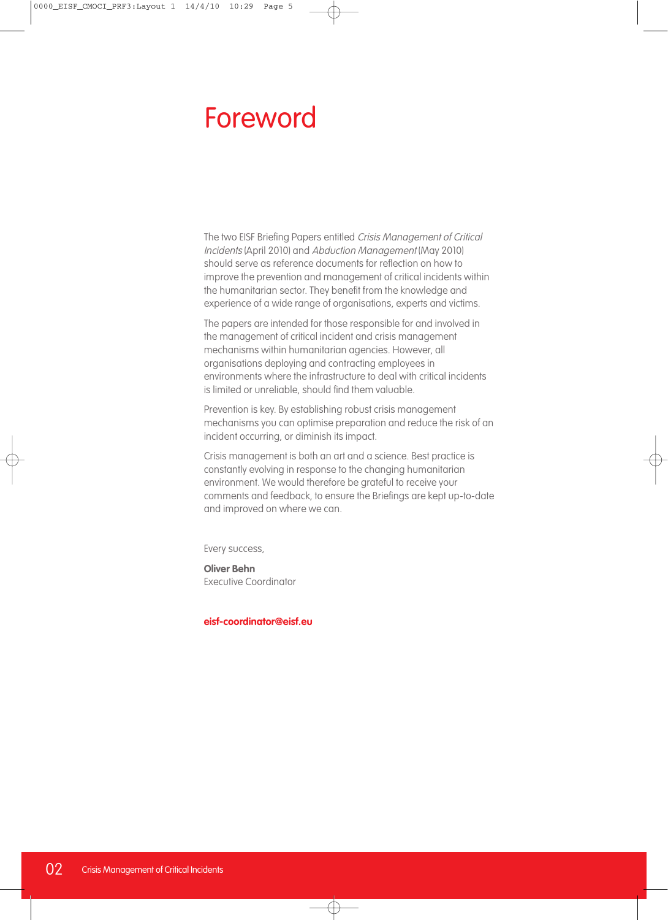# Foreword

The two EISF Briefing Papers entitled *Crisis Management of Critical Incidents* (April 2010) and *Abduction Management* (May 2010) should serve as reference documents for reflection on how to improve the prevention and management of critical incidents within the humanitarian sector. They benefit from the knowledge and experience of a wide range of organisations, experts and victims.

The papers are intended for those responsible for and involved in the management of critical incident and crisis management mechanisms within humanitarian agencies. However, all organisations deploying and contracting employees in environments where the infrastructure to deal with critical incidents is limited or unreliable, should find them valuable.

Prevention is key. By establishing robust crisis management mechanisms you can optimise preparation and reduce the risk of an incident occurring, or diminish its impact.

Crisis management is both an art and a science. Best practice is constantly evolving in response to the changing humanitarian environment. We would therefore be grateful to receive your comments and feedback, to ensure the Briefings are kept up-to-date and improved on where we can.

Every success,

**Oliver Behn**
Executive Coordinator

**eisf-coordinator@eisf.eu**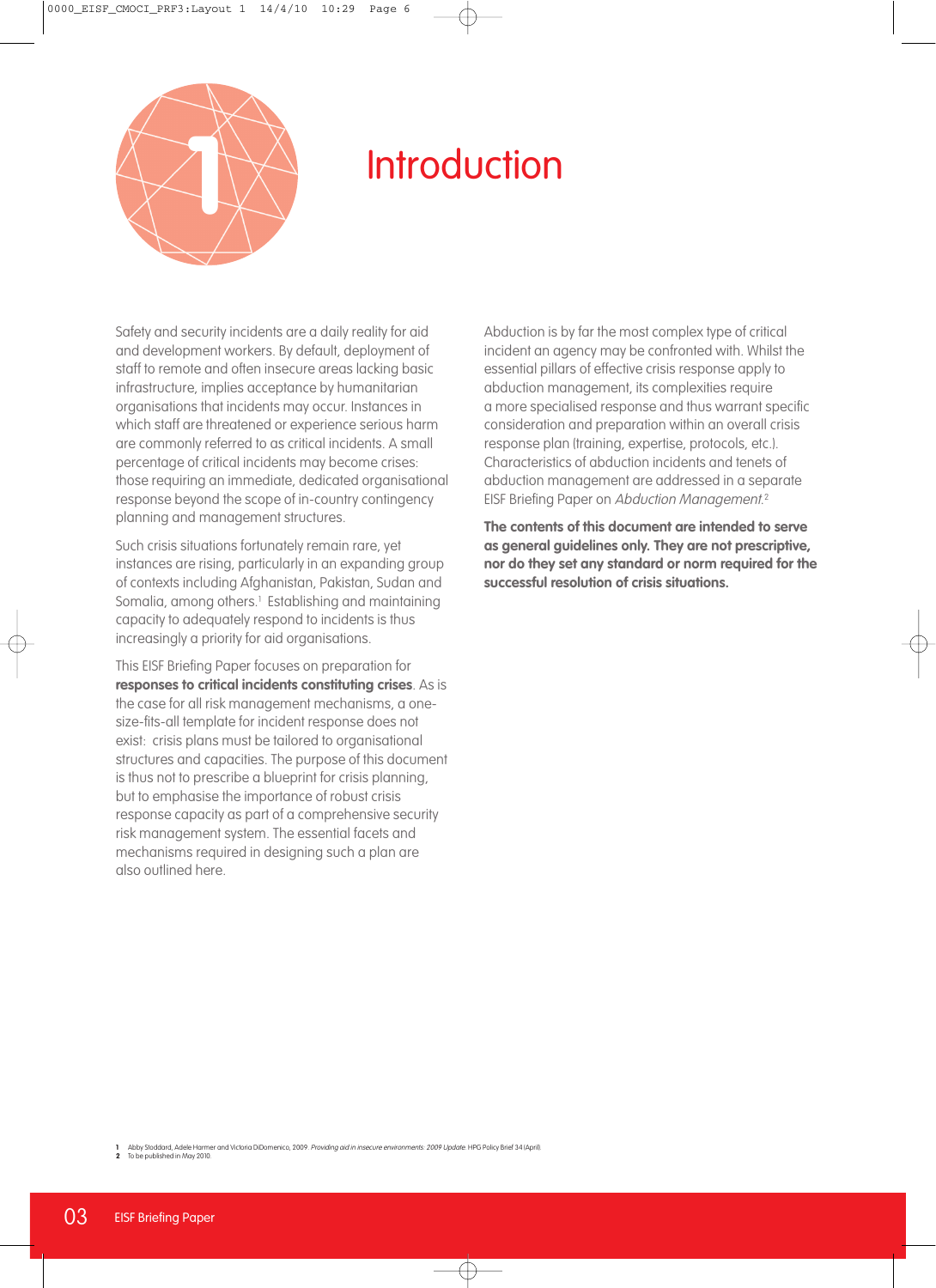# 1 Introduction

Safety and security incidents are a daily reality for aid and development workers. By default, deployment of staff to remote and often insecure areas lacking basic infrastructure, implies acceptance by humanitarian organisations that incidents may occur. Instances in which staff are threatened or experience serious harm are commonly referred to as critical incidents. A small percentage of critical incidents may become crises: those requiring an immediate, dedicated organisational response beyond the scope of in-country contingency planning and management structures.

Such crisis situations fortunately remain rare, yet instances are rising, particularly in an expanding group of contexts including Afghanistan, Pakistan, Sudan and Somalia, among others.[1] Establishing and maintaining capacity to adequately respond to incidents is thus increasingly a priority for aid organisations.

This EISF Briefing Paper focuses on preparation for **responses to critical incidents constituting crises**. As is the case for all risk management mechanisms, a one-size-fits-all template for incident response does not exist: crisis plans must be tailored to organisational structures and capacities. The purpose of this document is thus not to prescribe a blueprint for crisis planning, but to emphasise the importance of robust crisis response capacity as part of a comprehensive security risk management system. The essential facets and mechanisms required in designing such a plan are also outlined here.

Abduction is by far the most complex type of critical incident an agency may be confronted with. Whilst the essential pillars of effective crisis response apply to abduction management, its complexities require a more specialised response and thus warrant specific consideration and preparation within an overall crisis response plan (training, expertise, protocols, etc.). Characteristics of abduction incidents and tenets of abduction management are addressed in a separate EISF Briefing Paper on *Abduction Management*.[2]

**The contents of this document are intended to serve as general guidelines only. They are not prescriptive, nor do they set any standard or norm required for the successful resolution of crisis situations.**

---

**1** Abby Stoddard, Adele Harmer and Victoria DiDomenico, 2009. *Providing aid in insecure environments: 2009 Update*. HPG Policy Brief 34 (April).
**2** To be published in May 2010.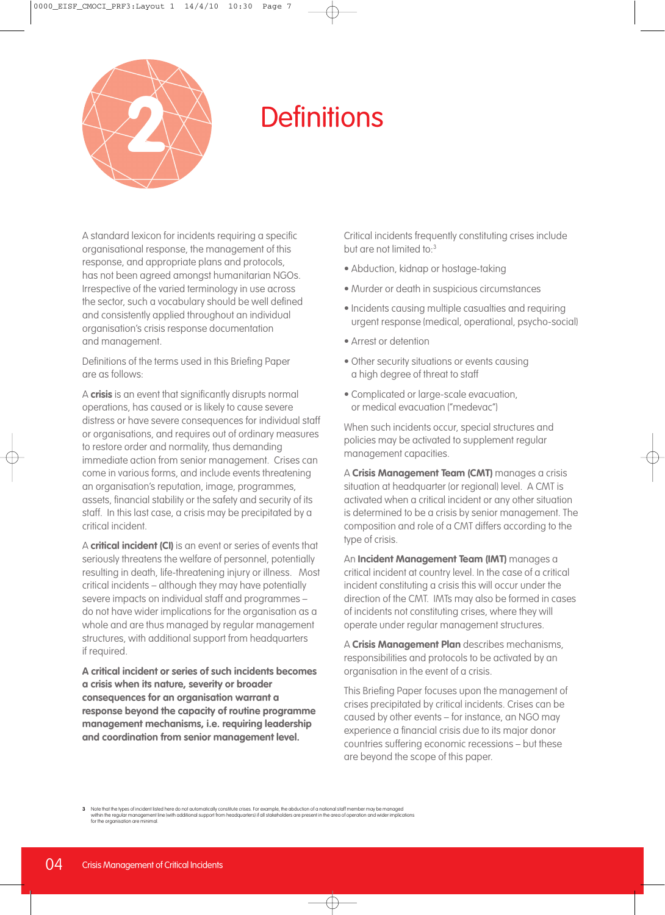# 2 Definitions

A standard lexicon for incidents requiring a specific organisational response, the management of this response, and appropriate plans and protocols, has not been agreed amongst humanitarian NGOs. Irrespective of the varied terminology in use across the sector, such a vocabulary should be well defined and consistently applied throughout an individual organisation's crisis response documentation and management.

Definitions of the terms used in this Briefing Paper are as follows:

A **crisis** is an event that significantly disrupts normal operations, has caused or is likely to cause severe distress or have severe consequences for individual staff or organisations, and requires out of ordinary measures to restore order and normality, thus demanding immediate action from senior management. Crises can come in various forms, and include events threatening an organisation's reputation, image, programmes, assets, financial stability or the safety and security of its staff. In this last case, a crisis may be precipitated by a critical incident.

A **critical incident (CI)** is an event or series of events that seriously threatens the welfare of personnel, potentially resulting in death, life-threatening injury or illness. Most critical incidents – although they may have potentially severe impacts on individual staff and programmes – do not have wider implications for the organisation as a whole and are thus managed by regular management structures, with additional support from headquarters if required.

**A critical incident or series of such incidents becomes a crisis when its nature, severity or broader consequences for an organisation warrant a response beyond the capacity of routine programme management mechanisms, i.e. requiring leadership and coordination from senior management level.**

Critical incidents frequently constituting crises include but are not limited to:[3]

- Abduction, kidnap or hostage-taking
- Murder or death in suspicious circumstances
- Incidents causing multiple casualties and requiring urgent response (medical, operational, psycho-social)
- Arrest or detention
- Other security situations or events causing a high degree of threat to staff
- Complicated or large-scale evacuation, or medical evacuation ("medevac")

When such incidents occur, special structures and policies may be activated to supplement regular management capacities.

A **Crisis Management Team (CMT)** manages a crisis situation at headquarter (or regional) level. A CMT is activated when a critical incident or any other situation is determined to be a crisis by senior management. The composition and role of a CMT differs according to the type of crisis.

An **Incident Management Team (IMT)** manages a critical incident at country level. In the case of a critical incident constituting a crisis this will occur under the direction of the CMT. IMTs may also be formed in cases of incidents not constituting crises, where they will operate under regular management structures.

A **Crisis Management Plan** describes mechanisms, responsibilities and protocols to be activated by an organisation in the event of a crisis.

This Briefing Paper focuses upon the management of crises precipitated by critical incidents. Crises can be caused by other events – for instance, an NGO may experience a financial crisis due to its major donor countries suffering economic recessions – but these are beyond the scope of this paper.

[3] Note that the types of incident listed here do not automatically constitute crises. For example, the abduction of a national staff member may be managed within the regular management line (with additional support from headquarters) if all stakeholders are present in the area of operation and wider implications for the organisation are minimal.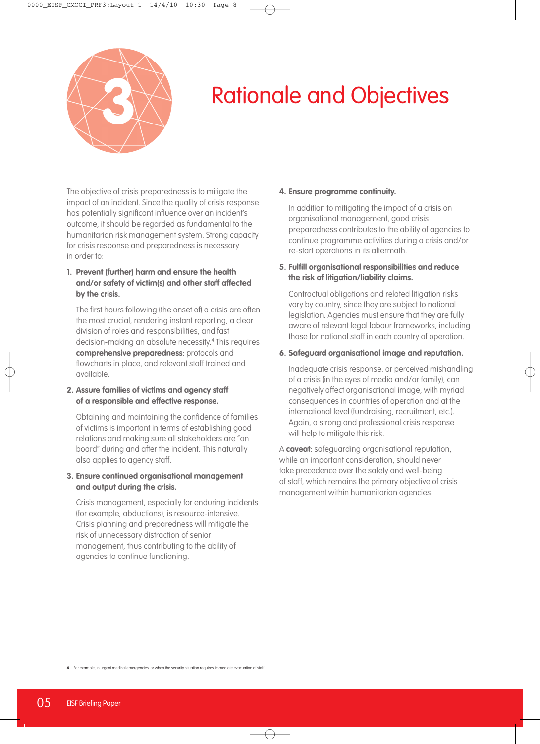# 3 Rationale and Objectives

The objective of crisis preparedness is to mitigate the impact of an incident. Since the quality of crisis response has potentially significant influence over an incident's outcome, it should be regarded as fundamental to the humanitarian risk management system. Strong capacity for crisis response and preparedness is necessary in order to:

1. **Prevent (further) harm and ensure the health and/or safety of victim(s) and other staff affected by the crisis.**

   The first hours following (the onset of) a crisis are often the most crucial, rendering instant reporting, a clear division of roles and responsibilities, and fast decision-making an absolute necessity.[4] This requires **comprehensive preparedness**: protocols and flowcharts in place, and relevant staff trained and available.

2. **Assure families of victims and agency staff of a responsible and effective response.**

   Obtaining and maintaining the confidence of families of victims is important in terms of establishing good relations and making sure all stakeholders are "on board" during and after the incident. This naturally also applies to agency staff.

3. **Ensure continued organisational management and output during the crisis.**

   Crisis management, especially for enduring incidents (for example, abductions), is resource-intensive. Crisis planning and preparedness will mitigate the risk of unnecessary distraction of senior management, thus contributing to the ability of agencies to continue functioning.

4. **Ensure programme continuity.**

   In addition to mitigating the impact of a crisis on organisational management, good crisis preparedness contributes to the ability of agencies to continue programme activities during a crisis and/or re-start operations in its aftermath.

5. **Fulfill organisational responsibilities and reduce the risk of litigation/liability claims.**

   Contractual obligations and related litigation risks vary by country, since they are subject to national legislation. Agencies must ensure that they are fully aware of relevant legal labour frameworks, including those for national staff in each country of operation.

6. **Safeguard organisational image and reputation.**

   Inadequate crisis response, or perceived mishandling of a crisis (in the eyes of media and/or family), can negatively affect organisational image, with myriad consequences in countries of operation and at the international level (fundraising, recruitment, etc.). Again, a strong and professional crisis response will help to mitigate this risk.

A **caveat**: safeguarding organisational reputation, while an important consideration, should never take precedence over the safety and well-being of staff, which remains the primary objective of crisis management within humanitarian agencies.

[4] For example, in urgent medical emergencies, or when the security situation requires immediate evacuation of staff.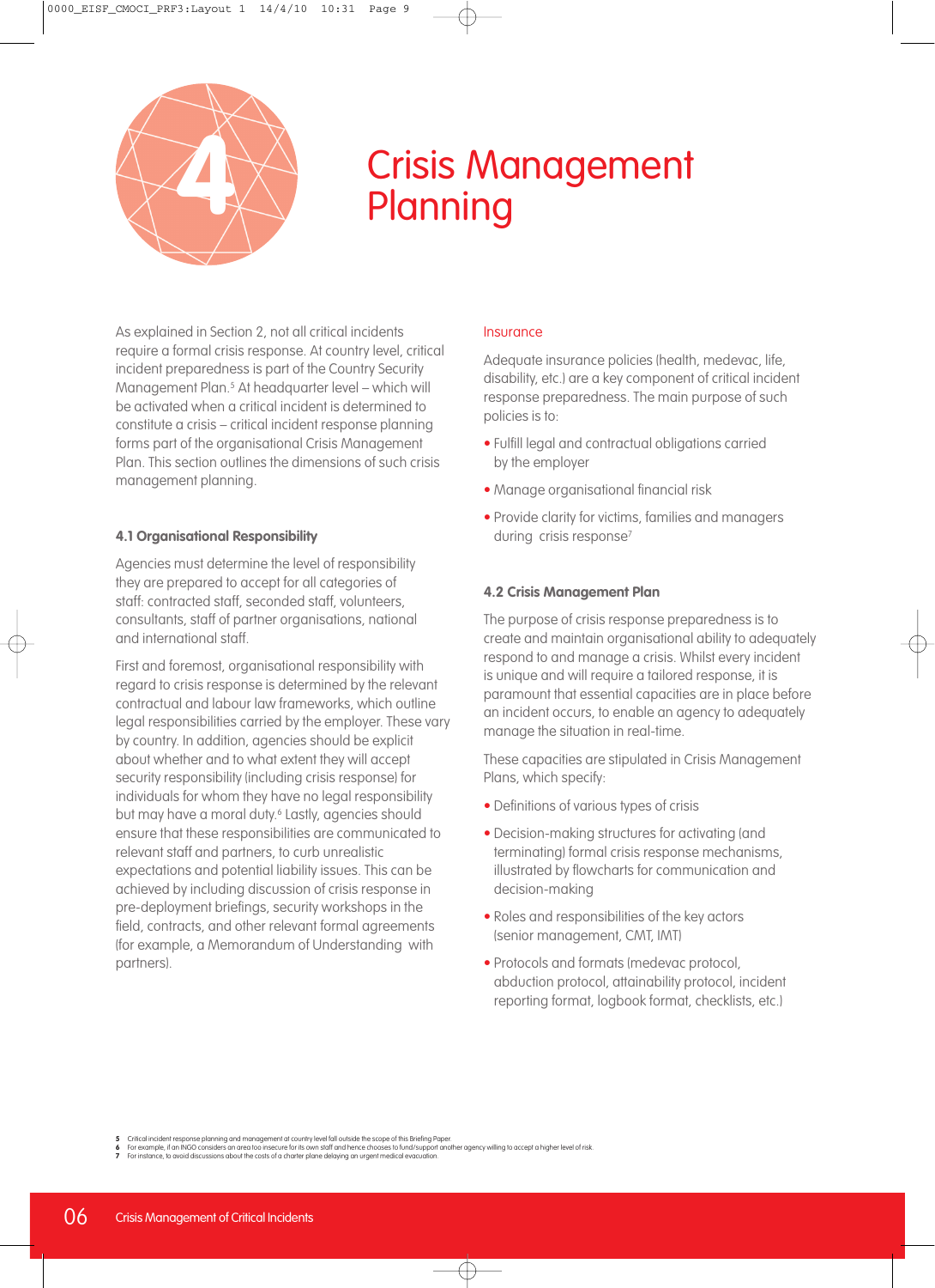# 4 Crisis Management Planning

As explained in Section 2, not all critical incidents require a formal crisis response. At country level, critical incident preparedness is part of the Country Security Management Plan.[5] At headquarter level – which will be activated when a critical incident is determined to constitute a crisis – critical incident response planning forms part of the organisational Crisis Management Plan. This section outlines the dimensions of such crisis management planning.

### 4.1 Organisational Responsibility

Agencies must determine the level of responsibility they are prepared to accept for all categories of staff: contracted staff, seconded staff, volunteers, consultants, staff of partner organisations, national and international staff.

First and foremost, organisational responsibility with regard to crisis response is determined by the relevant contractual and labour law frameworks, which outline legal responsibilities carried by the employer. These vary by country. In addition, agencies should be explicit about whether and to what extent they will accept security responsibility (including crisis response) for individuals for whom they have no legal responsibility but may have a moral duty.[6] Lastly, agencies should ensure that these responsibilities are communicated to relevant staff and partners, to curb unrealistic expectations and potential liability issues. This can be achieved by including discussion of crisis response in pre-deployment briefings, security workshops in the field, contracts, and other relevant formal agreements (for example, a Memorandum of Understanding with partners).

#### Insurance

Adequate insurance policies (health, medevac, life, disability, etc.) are a key component of critical incident response preparedness. The main purpose of such policies is to:

- Fulfill legal and contractual obligations carried by the employer
- Manage organisational financial risk
- Provide clarity for victims, families and managers during crisis response[7]

### 4.2 Crisis Management Plan

The purpose of crisis response preparedness is to create and maintain organisational ability to adequately respond to and manage a crisis. Whilst every incident is unique and will require a tailored response, it is paramount that essential capacities are in place before an incident occurs, to enable an agency to adequately manage the situation in real-time.

These capacities are stipulated in Crisis Management Plans, which specify:

- Definitions of various types of crisis
- Decision-making structures for activating (and terminating) formal crisis response mechanisms, illustrated by flowcharts for communication and decision-making
- Roles and responsibilities of the key actors (senior management, CMT, IMT)
- Protocols and formats (medevac protocol, abduction protocol, attainability protocol, incident reporting format, logbook format, checklists, etc.)

---

5 Critical incident response planning and management at country level fall outside the scope of this Briefing Paper.
6 For example, if an INGO considers an area too insecure for its own staff and hence chooses to fund/support another agency willing to accept a higher level of risk.
7 For instance, to avoid discussions about the costs of a charter plane delaying an urgent medical evacuation.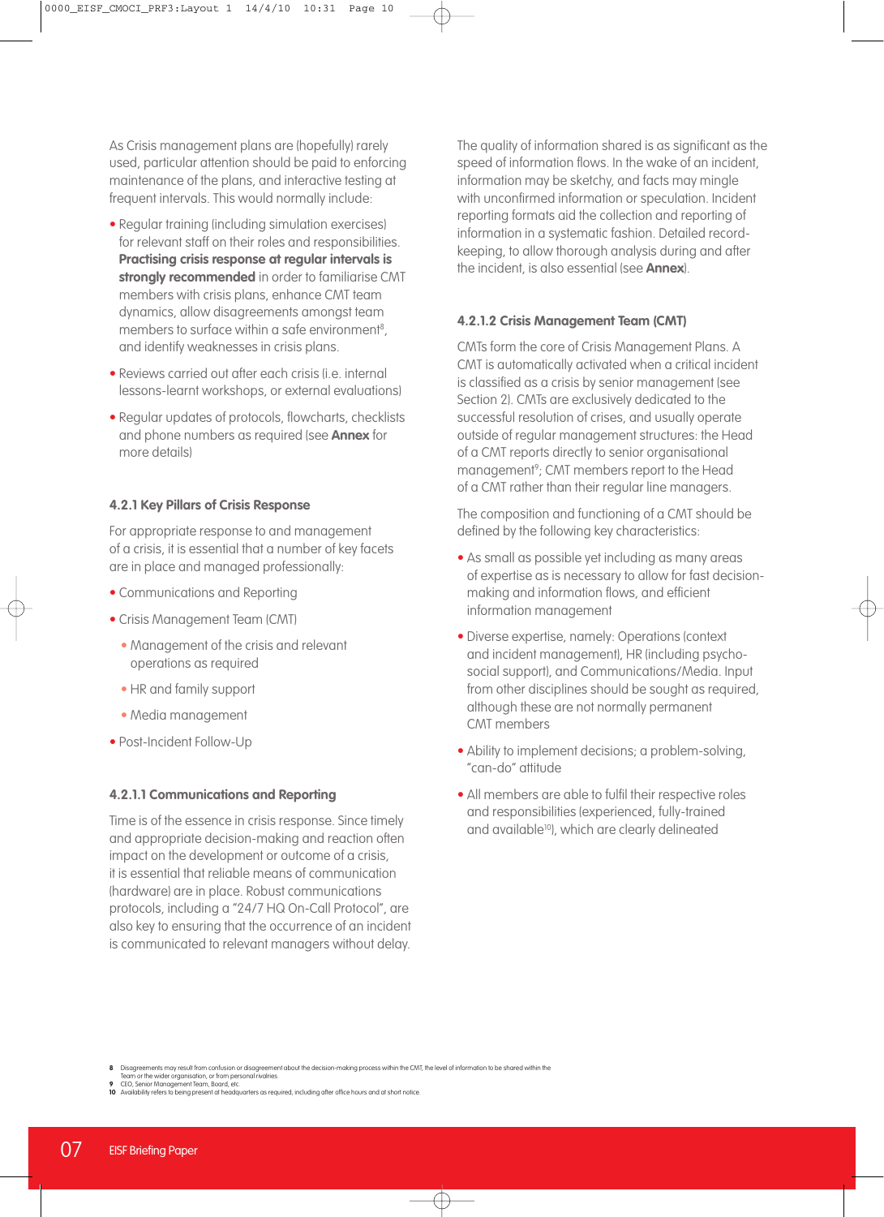As Crisis management plans are (hopefully) rarely used, particular attention should be paid to enforcing maintenance of the plans, and interactive testing at frequent intervals. This would normally include:

- Regular training (including simulation exercises) for relevant staff on their roles and responsibilities. **Practising crisis response at regular intervals is strongly recommended** in order to familiarise CMT members with crisis plans, enhance CMT team dynamics, allow disagreements amongst team members to surface within a safe environment[8], and identify weaknesses in crisis plans.
- Reviews carried out after each crisis (i.e. internal lessons-learnt workshops, or external evaluations)
- Regular updates of protocols, flowcharts, checklists and phone numbers as required (see **Annex** for more details)

### 4.2.1 Key Pillars of Crisis Response

For appropriate response to and management of a crisis, it is essential that a number of key facets are in place and managed professionally:

- Communications and Reporting
- Crisis Management Team (CMT)
  - Management of the crisis and relevant operations as required
  - HR and family support
  - Media management
- Post-Incident Follow-Up

#### 4.2.1.1 Communications and Reporting

Time is of the essence in crisis response. Since timely and appropriate decision-making and reaction often impact on the development or outcome of a crisis, it is essential that reliable means of communication (hardware) are in place. Robust communications protocols, including a "24/7 HQ On-Call Protocol", are also key to ensuring that the occurrence of an incident is communicated to relevant managers without delay.

The quality of information shared is as significant as the speed of information flows. In the wake of an incident, information may be sketchy, and facts may mingle with unconfirmed information or speculation. Incident reporting formats aid the collection and reporting of information in a systematic fashion. Detailed record-keeping, to allow thorough analysis during and after the incident, is also essential (see **Annex**).

#### 4.2.1.2 Crisis Management Team (CMT)

CMTs form the core of Crisis Management Plans. A CMT is automatically activated when a critical incident is classified as a crisis by senior management (see Section 2). CMTs are exclusively dedicated to the successful resolution of crises, and usually operate outside of regular management structures: the Head of a CMT reports directly to senior organisational management[9]; CMT members report to the Head of a CMT rather than their regular line managers.

The composition and functioning of a CMT should be defined by the following key characteristics:

- As small as possible yet including as many areas of expertise as is necessary to allow for fast decision-making and information flows, and efficient information management
- Diverse expertise, namely: Operations (context and incident management), HR (including psycho-social support), and Communications/Media. Input from other disciplines should be sought as required, although these are not normally permanent CMT members
- Ability to implement decisions; a problem-solving, "can-do" attitude
- All members are able to fulfil their respective roles and responsibilities (experienced, fully-trained and available[10]), which are clearly delineated

---

**8** Disagreements may result from confusion or disagreement about the decision-making process within the CMT, the level of information to be shared within the Team or the wider organisation, or from personal rivalries.
**9** CEO, Senior Management Team, Board, etc.
**10** Availability refers to being present at headquarters as required, including after office hours and at short notice.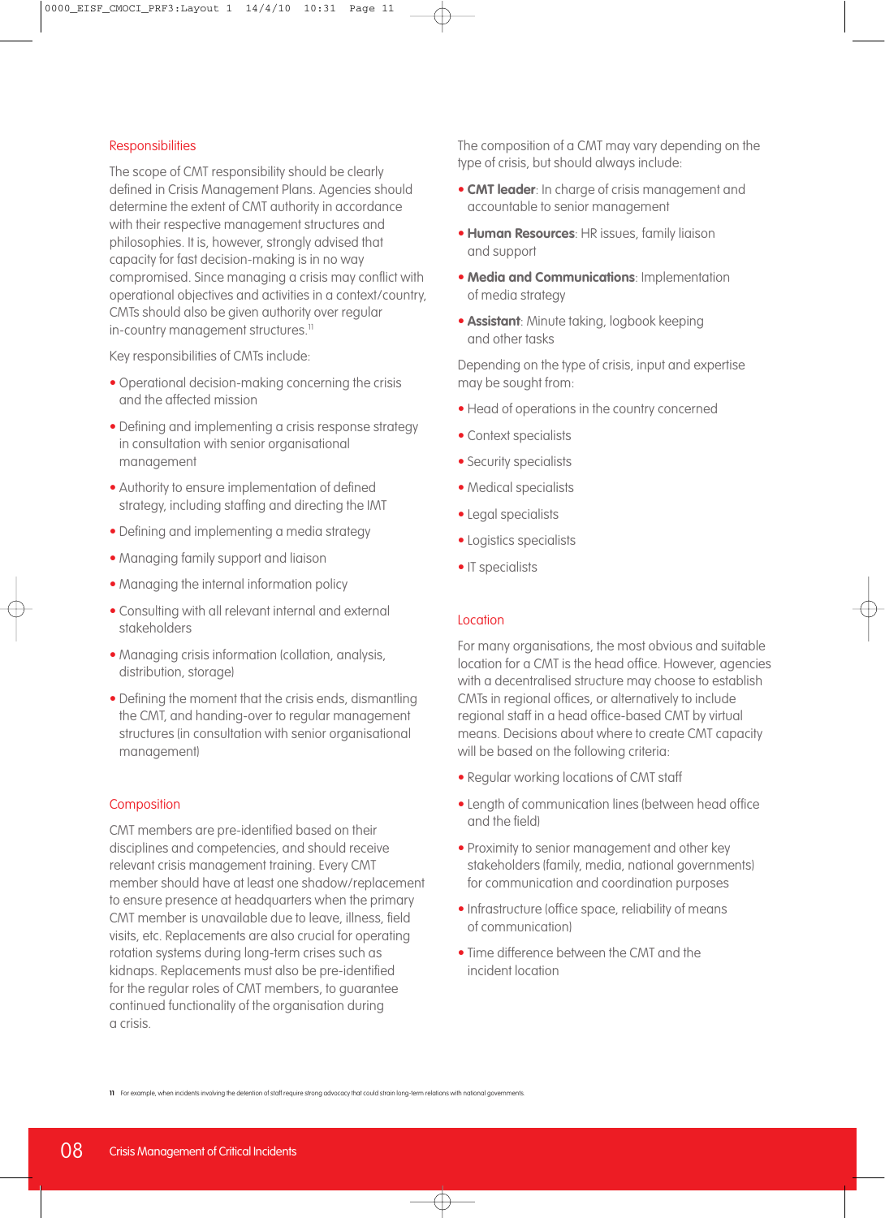## Responsibilities

The scope of CMT responsibility should be clearly defined in Crisis Management Plans. Agencies should determine the extent of CMT authority in accordance with their respective management structures and philosophies. It is, however, strongly advised that capacity for fast decision-making is in no way compromised. Since managing a crisis may conflict with operational objectives and activities in a context/country, CMTs should also be given authority over regular in-country management structures.[11]

Key responsibilities of CMTs include:

- Operational decision-making concerning the crisis and the affected mission
- Defining and implementing a crisis response strategy in consultation with senior organisational management
- Authority to ensure implementation of defined strategy, including staffing and directing the IMT
- Defining and implementing a media strategy
- Managing family support and liaison
- Managing the internal information policy
- Consulting with all relevant internal and external stakeholders
- Managing crisis information (collation, analysis, distribution, storage)
- Defining the moment that the crisis ends, dismantling the CMT, and handing-over to regular management structures (in consultation with senior organisational management)

## Composition

CMT members are pre-identified based on their disciplines and competencies, and should receive relevant crisis management training. Every CMT member should have at least one shadow/replacement to ensure presence at headquarters when the primary CMT member is unavailable due to leave, illness, field visits, etc. Replacements are also crucial for operating rotation systems during long-term crises such as kidnaps. Replacements must also be pre-identified for the regular roles of CMT members, to guarantee continued functionality of the organisation during a crisis.

The composition of a CMT may vary depending on the type of crisis, but should always include:

- **CMT leader**: In charge of crisis management and accountable to senior management
- **Human Resources**: HR issues, family liaison and support
- **Media and Communications**: Implementation of media strategy
- **Assistant**: Minute taking, logbook keeping and other tasks

Depending on the type of crisis, input and expertise may be sought from:

- Head of operations in the country concerned
- Context specialists
- Security specialists
- Medical specialists
- Legal specialists
- Logistics specialists
- IT specialists

## Location

For many organisations, the most obvious and suitable location for a CMT is the head office. However, agencies with a decentralised structure may choose to establish CMTs in regional offices, or alternatively to include regional staff in a head office-based CMT by virtual means. Decisions about where to create CMT capacity will be based on the following criteria:

- Regular working locations of CMT staff
- Length of communication lines (between head office and the field)
- Proximity to senior management and other key stakeholders (family, media, national governments) for communication and coordination purposes
- Infrastructure (office space, reliability of means of communication)
- Time difference between the CMT and the incident location

[11] For example, when incidents involving the detention of staff require strong advocacy that could strain long-term relations with national governments.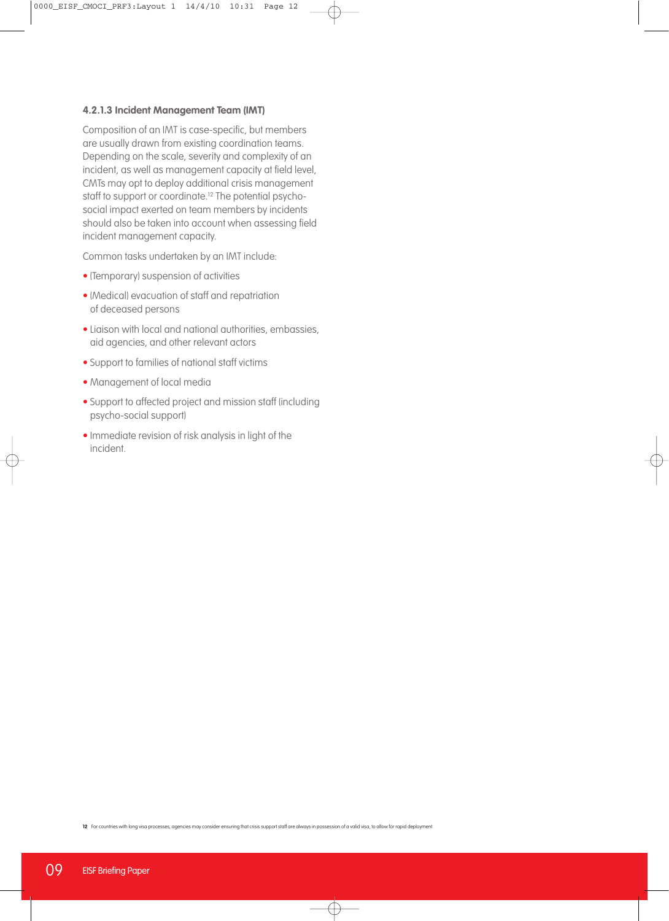#### 4.2.1.3 Incident Management Team (IMT)

Composition of an IMT is case-specific, but members are usually drawn from existing coordination teams. Depending on the scale, severity and complexity of an incident, as well as management capacity at field level, CMTs may opt to deploy additional crisis management staff to support or coordinate.[12] The potential psycho-social impact exerted on team members by incidents should also be taken into account when assessing field incident management capacity.

Common tasks undertaken by an IMT include:

- (Temporary) suspension of activities
- (Medical) evacuation of staff and repatriation of deceased persons
- Liaison with local and national authorities, embassies, aid agencies, and other relevant actors
- Support to families of national staff victims
- Management of local media
- Support to affected project and mission staff (including psycho-social support)
- Immediate revision of risk analysis in light of the incident.

[12] For countries with long visa processes, agencies may consider ensuring that crisis support staff are always in possession of a valid visa, to allow for rapid deployment.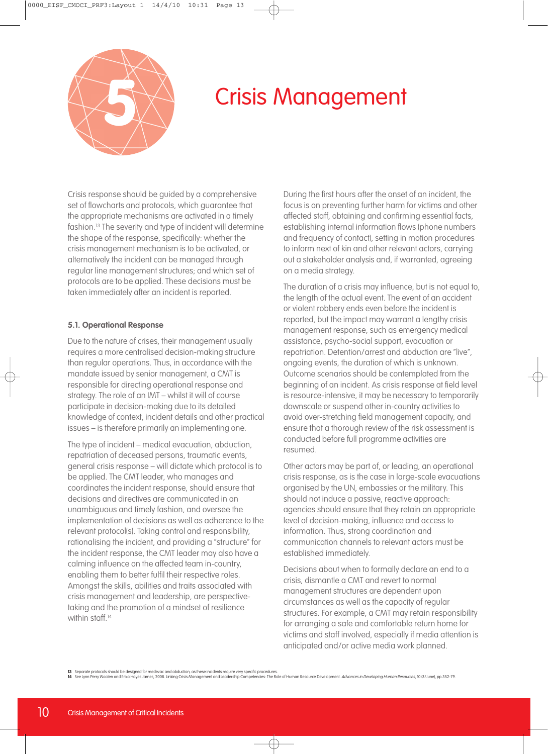# 5 Crisis Management

Crisis response should be guided by a comprehensive set of flowcharts and protocols, which guarantee that the appropriate mechanisms are activated in a timely fashion.[13] The severity and type of incident will determine the shape of the response, specifically: whether the crisis management mechanism is to be activated, or alternatively the incident can be managed through regular line management structures; and which set of protocols are to be applied. These decisions must be taken immediately after an incident is reported.

## 5.1. Operational Response

Due to the nature of crises, their management usually requires a more centralised decision-making structure than regular operations. Thus, in accordance with the mandate issued by senior management, a CMT is responsible for directing operational response and strategy. The role of an IMT – whilst it will of course participate in decision-making due to its detailed knowledge of context, incident details and other practical issues – is therefore primarily an implementing one.

The type of incident – medical evacuation, abduction, repatriation of deceased persons, traumatic events, general crisis response – will dictate which protocol is to be applied. The CMT leader, who manages and coordinates the incident response, should ensure that decisions and directives are communicated in an unambiguous and timely fashion, and oversee the implementation of decisions as well as adherence to the relevant protocol(s). Taking control and responsibility, rationalising the incident, and providing a "structure" for the incident response, the CMT leader may also have a calming influence on the affected team in-country, enabling them to better fulfil their respective roles. Amongst the skills, abilities and traits associated with crisis management and leadership, are perspective-taking and the promotion of a mindset of resilience within staff.[14]

During the first hours after the onset of an incident, the focus is on preventing further harm for victims and other affected staff, obtaining and confirming essential facts, establishing internal information flows (phone numbers and frequency of contact), setting in motion procedures to inform next of kin and other relevant actors, carrying out a stakeholder analysis and, if warranted, agreeing on a media strategy.

The duration of a crisis may influence, but is not equal to, the length of the actual event. The event of an accident or violent robbery ends even before the incident is reported, but the impact may warrant a lengthy crisis management response, such as emergency medical assistance, psycho-social support, evacuation or repatriation. Detention/arrest and abduction are "live", ongoing events, the duration of which is unknown. Outcome scenarios should be contemplated from the beginning of an incident. As crisis response at field level is resource-intensive, it may be necessary to temporarily downscale or suspend other in-country activities to avoid over-stretching field management capacity, and ensure that a thorough review of the risk assessment is conducted before full programme activities are resumed.

Other actors may be part of, or leading, an operational crisis response, as is the case in large-scale evacuations organised by the UN, embassies or the military. This should not induce a passive, reactive approach: agencies should ensure that they retain an appropriate level of decision-making, influence and access to information. Thus, strong coordination and communication channels to relevant actors must be established immediately.

Decisions about when to formally declare an end to a crisis, dismantle a CMT and revert to normal management structures are dependent upon circumstances as well as the capacity of regular structures. For example, a CMT may retain responsibility for arranging a safe and comfortable return home for victims and staff involved, especially if media attention is anticipated and/or active media work planned.

---

13 Separate protocols should be designed for medevac and abduction, as these incidents require very specific procedures.

14 See Lynn Perry Wooten and Erika Hayes James, 2008. Linking Crisis Management and Leadership Competencies: The Role of Human Resource Development. *Advances in Developing Human Resources*, 10 (3/June), pp.352-79.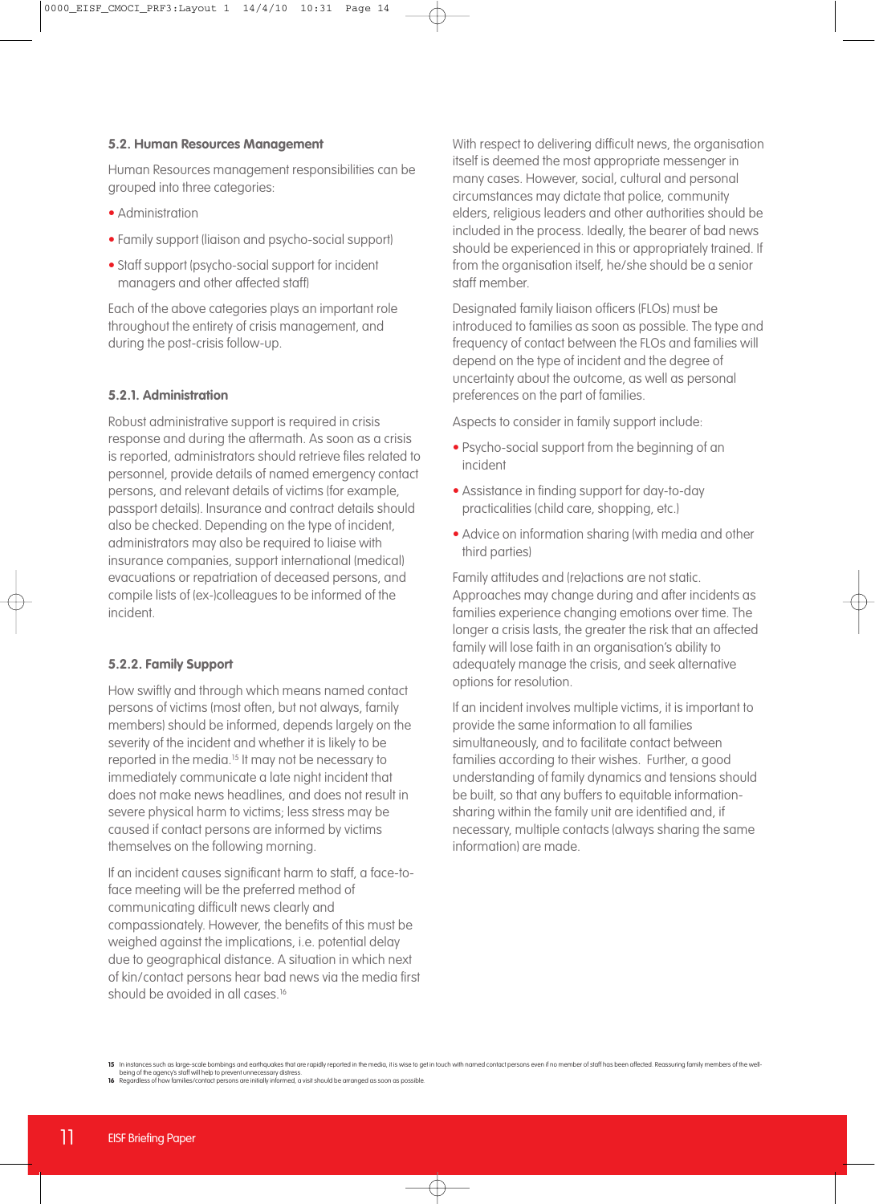### 5.2. Human Resources Management

Human Resources management responsibilities can be grouped into three categories:

- Administration
- Family support (liaison and psycho-social support)
- Staff support (psycho-social support for incident managers and other affected staff)

Each of the above categories plays an important role throughout the entirety of crisis management, and during the post-crisis follow-up.

#### 5.2.1. Administration

Robust administrative support is required in crisis response and during the aftermath. As soon as a crisis is reported, administrators should retrieve files related to personnel, provide details of named emergency contact persons, and relevant details of victims (for example, passport details). Insurance and contract details should also be checked. Depending on the type of incident, administrators may also be required to liaise with insurance companies, support international (medical) evacuations or repatriation of deceased persons, and compile lists of (ex-)colleagues to be informed of the incident.

#### 5.2.2. Family Support

How swiftly and through which means named contact persons of victims (most often, but not always, family members) should be informed, depends largely on the severity of the incident and whether it is likely to be reported in the media.[15] It may not be necessary to immediately communicate a late night incident that does not make news headlines, and does not result in severe physical harm to victims; less stress may be caused if contact persons are informed by victims themselves on the following morning.

If an incident causes significant harm to staff, a face-to-face meeting will be the preferred method of communicating difficult news clearly and compassionately. However, the benefits of this must be weighed against the implications, i.e. potential delay due to geographical distance. A situation in which next of kin/contact persons hear bad news via the media first should be avoided in all cases.[16]

With respect to delivering difficult news, the organisation itself is deemed the most appropriate messenger in many cases. However, social, cultural and personal circumstances may dictate that police, community elders, religious leaders and other authorities should be included in the process. Ideally, the bearer of bad news should be experienced in this or appropriately trained. If from the organisation itself, he/she should be a senior staff member.

Designated family liaison officers (FLOs) must be introduced to families as soon as possible. The type and frequency of contact between the FLOs and families will depend on the type of incident and the degree of uncertainty about the outcome, as well as personal preferences on the part of families.

Aspects to consider in family support include:

- Psycho-social support from the beginning of an incident
- Assistance in finding support for day-to-day practicalities (child care, shopping, etc.)
- Advice on information sharing (with media and other third parties)

Family attitudes and (re)actions are not static. Approaches may change during and after incidents as families experience changing emotions over time. The longer a crisis lasts, the greater the risk that an affected family will lose faith in an organisation's ability to adequately manage the crisis, and seek alternative options for resolution.

If an incident involves multiple victims, it is important to provide the same information to all families simultaneously, and to facilitate contact between families according to their wishes. Further, a good understanding of family dynamics and tensions should be built, so that any buffers to equitable information-sharing within the family unit are identified and, if necessary, multiple contacts (always sharing the same information) are made.

---

15 In instances such as large-scale bombings and earthquakes that are rapidly reported in the media, it is wise to get in touch with named contact persons even if no member of staff has been affected. Reassuring family members of the well-being of the agency's staff will help to prevent unnecessary distress.

16 Regardless of how families/contact persons are initially informed, a visit should be arranged as soon as possible.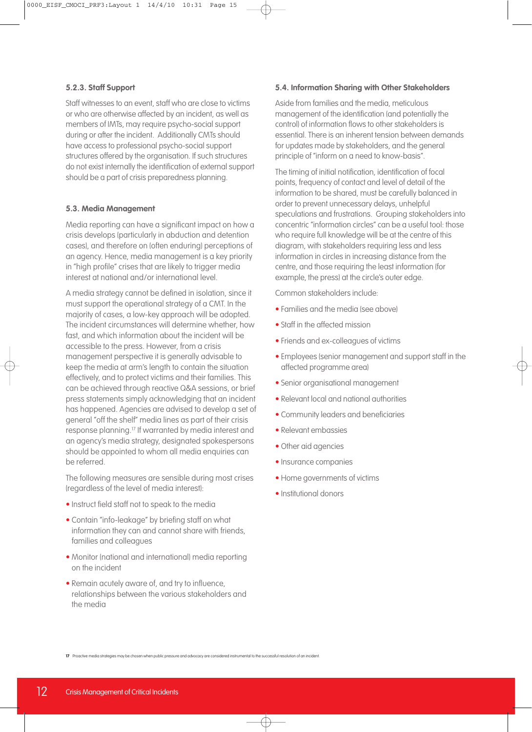### 5.2.3. Staff Support

Staff witnesses to an event, staff who are close to victims or who are otherwise affected by an incident, as well as members of IMTs, may require psycho-social support during or after the incident. Additionally CMTs should have access to professional psycho-social support structures offered by the organisation. If such structures do not exist internally the identification of external support should be a part of crisis preparedness planning.

### 5.3. Media Management

Media reporting can have a significant impact on how a crisis develops (particularly in abduction and detention cases), and therefore on (often enduring) perceptions of an agency. Hence, media management is a key priority in "high profile" crises that are likely to trigger media interest at national and/or international level.

A media strategy cannot be defined in isolation, since it must support the operational strategy of a CMT. In the majority of cases, a low-key approach will be adopted. The incident circumstances will determine whether, how fast, and which information about the incident will be accessible to the press. However, from a crisis management perspective it is generally advisable to keep the media at arm's length to contain the situation effectively, and to protect victims and their families. This can be achieved through reactive Q&A sessions, or brief press statements simply acknowledging that an incident has happened. Agencies are advised to develop a set of general "off the shelf" media lines as part of their crisis response planning.[17] If warranted by media interest and an agency's media strategy, designated spokespersons should be appointed to whom all media enquiries can be referred.

The following measures are sensible during most crises (regardless of the level of media interest):

- Instruct field staff not to speak to the media
- Contain "info-leakage" by briefing staff on what information they can and cannot share with friends, families and colleagues
- Monitor (national and international) media reporting on the incident
- Remain acutely aware of, and try to influence, relationships between the various stakeholders and the media

### 5.4. Information Sharing with Other Stakeholders

Aside from families and the media, meticulous management of the identification (and potentially the control) of information flows to other stakeholders is essential. There is an inherent tension between demands for updates made by stakeholders, and the general principle of "inform on a need to know-basis".

The timing of initial notification, identification of focal points, frequency of contact and level of detail of the information to be shared, must be carefully balanced in order to prevent unnecessary delays, unhelpful speculations and frustrations. Grouping stakeholders into concentric "information circles" can be a useful tool: those who require full knowledge will be at the centre of this diagram, with stakeholders requiring less and less information in circles in increasing distance from the centre, and those requiring the least information (for example, the press) at the circle's outer edge.

Common stakeholders include:

- Families and the media (see above)
- Staff in the affected mission
- Friends and ex-colleagues of victims
- Employees (senior management and support staff in the affected programme area)
- Senior organisational management
- Relevant local and national authorities
- Community leaders and beneficiaries
- Relevant embassies
- Other aid agencies
- Insurance companies
- Home governments of victims
- Institutional donors

[17] Proactive media strategies may be chosen when public pressure and advocacy are considered instrumental to the successful resolution of an incident.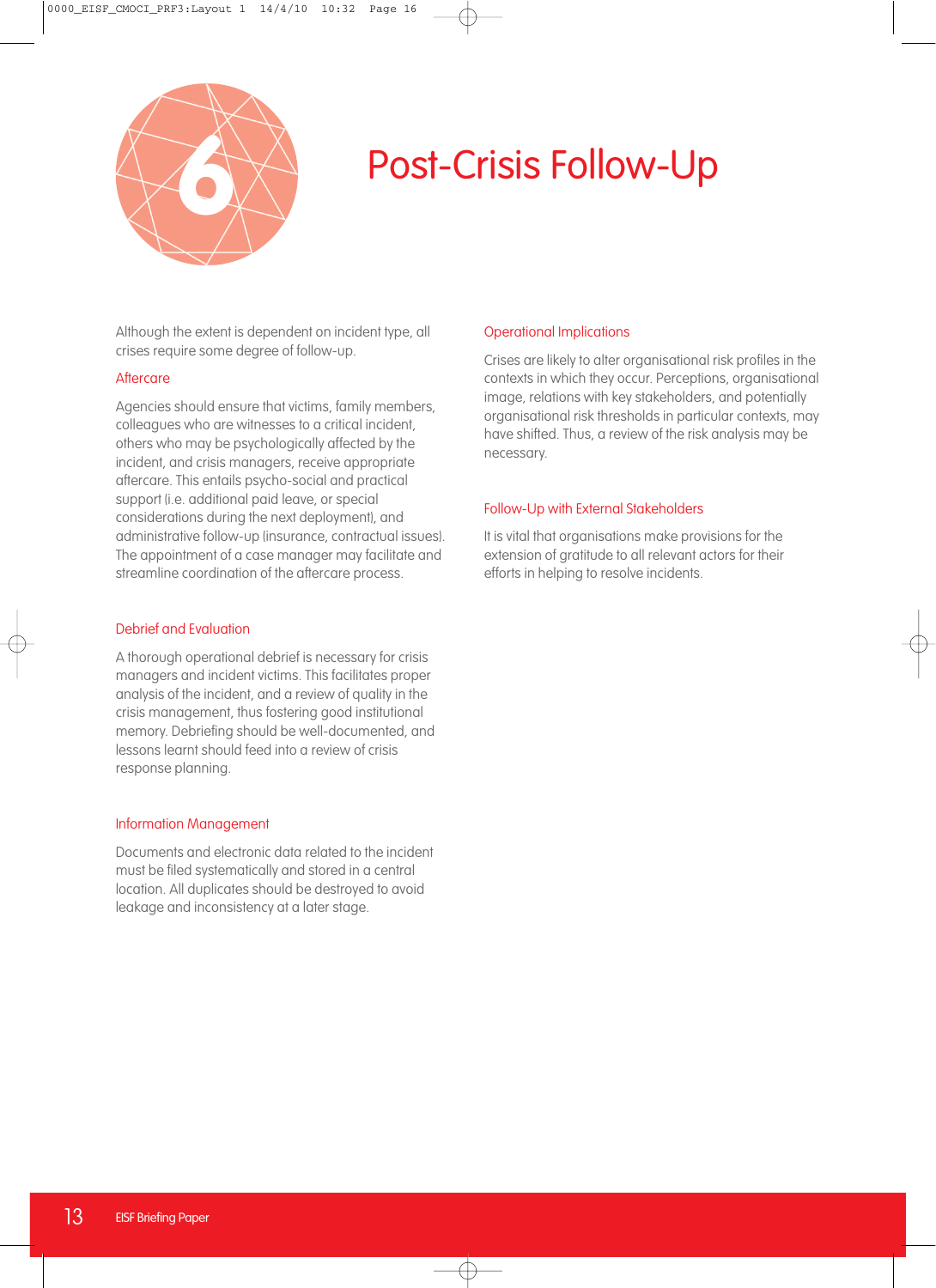# 6 Post-Crisis Follow-Up

Although the extent is dependent on incident type, all crises require some degree of follow-up.

## Aftercare

Agencies should ensure that victims, family members, colleagues who are witnesses to a critical incident, others who may be psychologically affected by the incident, and crisis managers, receive appropriate aftercare. This entails psycho-social and practical support (i.e. additional paid leave, or special considerations during the next deployment), and administrative follow-up (insurance, contractual issues). The appointment of a case manager may facilitate and streamline coordination of the aftercare process.

## Debrief and Evaluation

A thorough operational debrief is necessary for crisis managers and incident victims. This facilitates proper analysis of the incident, and a review of quality in the crisis management, thus fostering good institutional memory. Debriefing should be well-documented, and lessons learnt should feed into a review of crisis response planning.

## Information Management

Documents and electronic data related to the incident must be filed systematically and stored in a central location. All duplicates should be destroyed to avoid leakage and inconsistency at a later stage.

## Operational Implications

Crises are likely to alter organisational risk profiles in the contexts in which they occur. Perceptions, organisational image, relations with key stakeholders, and potentially organisational risk thresholds in particular contexts, may have shifted. Thus, a review of the risk analysis may be necessary.

## Follow-Up with External Stakeholders

It is vital that organisations make provisions for the extension of gratitude to all relevant actors for their efforts in helping to resolve incidents.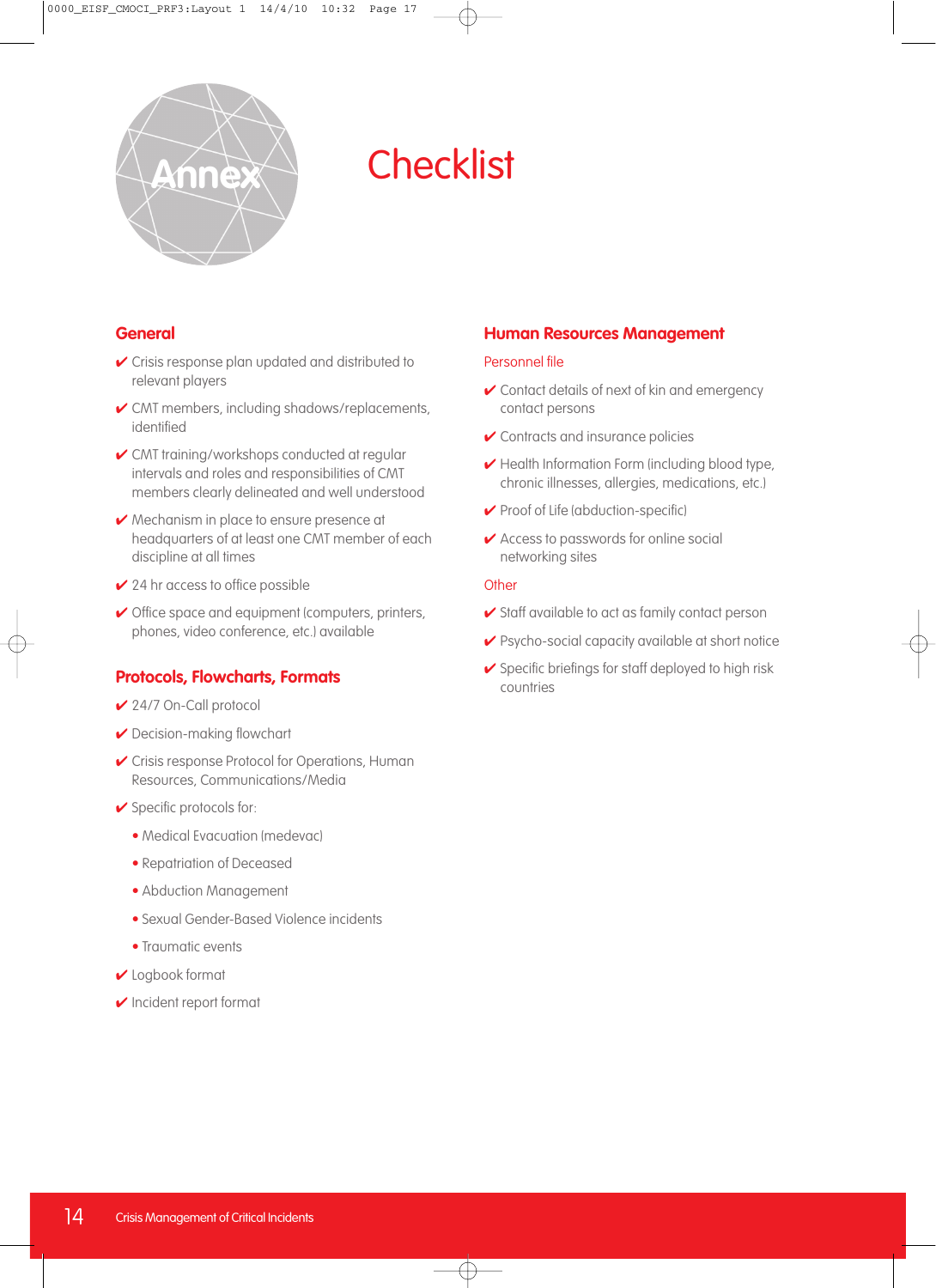Annex

# Checklist

## General

- ✔ Crisis response plan updated and distributed to relevant players
- ✔ CMT members, including shadows/replacements, identified
- ✔ CMT training/workshops conducted at regular intervals and roles and responsibilities of CMT members clearly delineated and well understood
- ✔ Mechanism in place to ensure presence at headquarters of at least one CMT member of each discipline at all times
- ✔ 24 hr access to office possible
- ✔ Office space and equipment (computers, printers, phones, video conference, etc.) available

## Protocols, Flowcharts, Formats

- ✔ 24/7 On-Call protocol
- ✔ Decision-making flowchart
- ✔ Crisis response Protocol for Operations, Human Resources, Communications/Media
- ✔ Specific protocols for:
  - Medical Evacuation (medevac)
  - Repatriation of Deceased
  - Abduction Management
  - Sexual Gender-Based Violence incidents
  - Traumatic events
- ✔ Logbook format
- ✔ Incident report format

## Human Resources Management

### Personnel file

- ✔ Contact details of next of kin and emergency contact persons
- ✔ Contracts and insurance policies
- ✔ Health Information Form (including blood type, chronic illnesses, allergies, medications, etc.)
- ✔ Proof of Life (abduction-specific)
- ✔ Access to passwords for online social networking sites

### Other

- ✔ Staff available to act as family contact person
- ✔ Psycho-social capacity available at short notice
- ✔ Specific briefings for staff deployed to high risk countries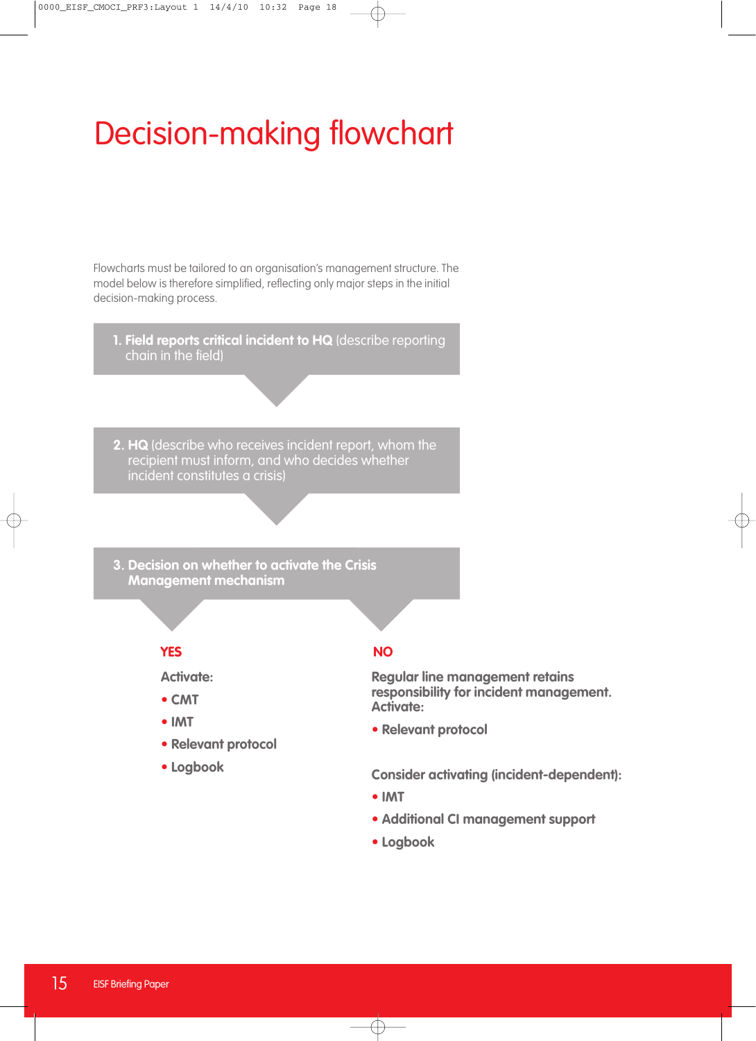# Decision-making flowchart

Flowcharts must be tailored to an organisation's management structure. The model below is therefore simplified, reflecting only major steps in the initial decision-making process.

**1. Field reports critical incident to HQ** (describe reporting chain in the field)

**2. HQ** (describe who receives incident report, whom the recipient must inform, and who decides whether incident constitutes a crisis)

**3. Decision on whether to activate the Crisis Management mechanism**

**YES**

**Activate:**

- **CMT**
- **IMT**
- **Relevant protocol**
- **Logbook**

**NO**

**Regular line management retains responsibility for incident management. Activate:**

- **Relevant protocol**

**Consider activating (incident-dependent):**

- **IMT**
- **Additional CI management support**
- **Logbook**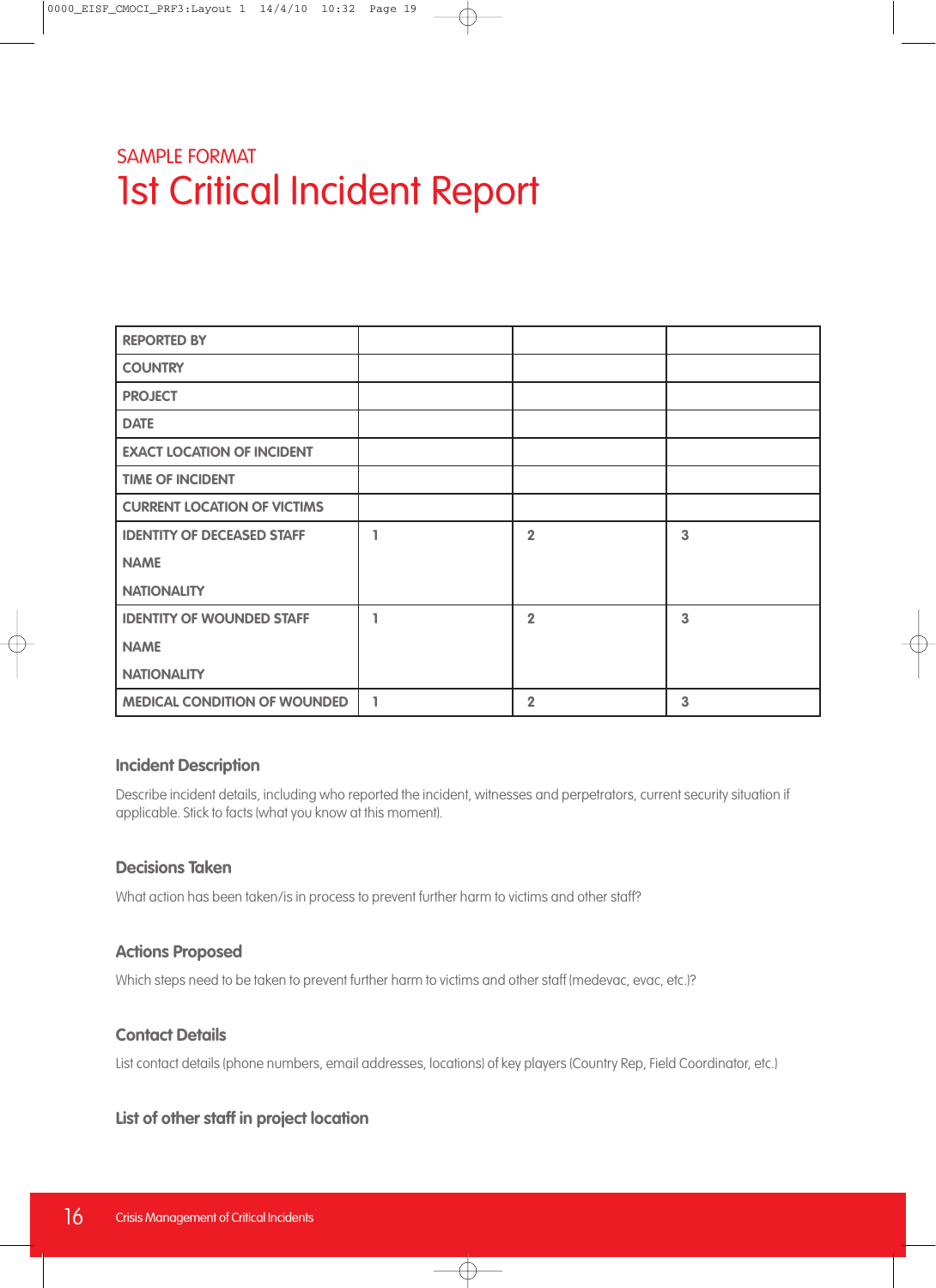SAMPLE FORMAT

# 1st Critical Incident Report

| REPORTED BY | | | |
|---|---|---|---|
| COUNTRY | | | |
| PROJECT | | | |
| DATE | | | |
| EXACT LOCATION OF INCIDENT | | | |
| TIME OF INCIDENT | | | |
| CURRENT LOCATION OF VICTIMS | | | |
| IDENTITY OF DECEASED STAFF<br>NAME<br>NATIONALITY | 1 | 2 | 3 |
| IDENTITY OF WOUNDED STAFF<br>NAME<br>NATIONALITY | 1 | 2 | 3 |
| MEDICAL CONDITION OF WOUNDED | 1 | 2 | 3 |

### Incident Description

Describe incident details, including who reported the incident, witnesses and perpetrators, current security situation if applicable. Stick to facts (what you know at this moment).

### Decisions Taken

What action has been taken/is in process to prevent further harm to victims and other staff?

### Actions Proposed

Which steps need to be taken to prevent further harm to victims and other staff (medevac, evac, etc.)?

### Contact Details

List contact details (phone numbers, email addresses, locations) of key players (Country Rep, Field Coordinator, etc.)

### List of other staff in project location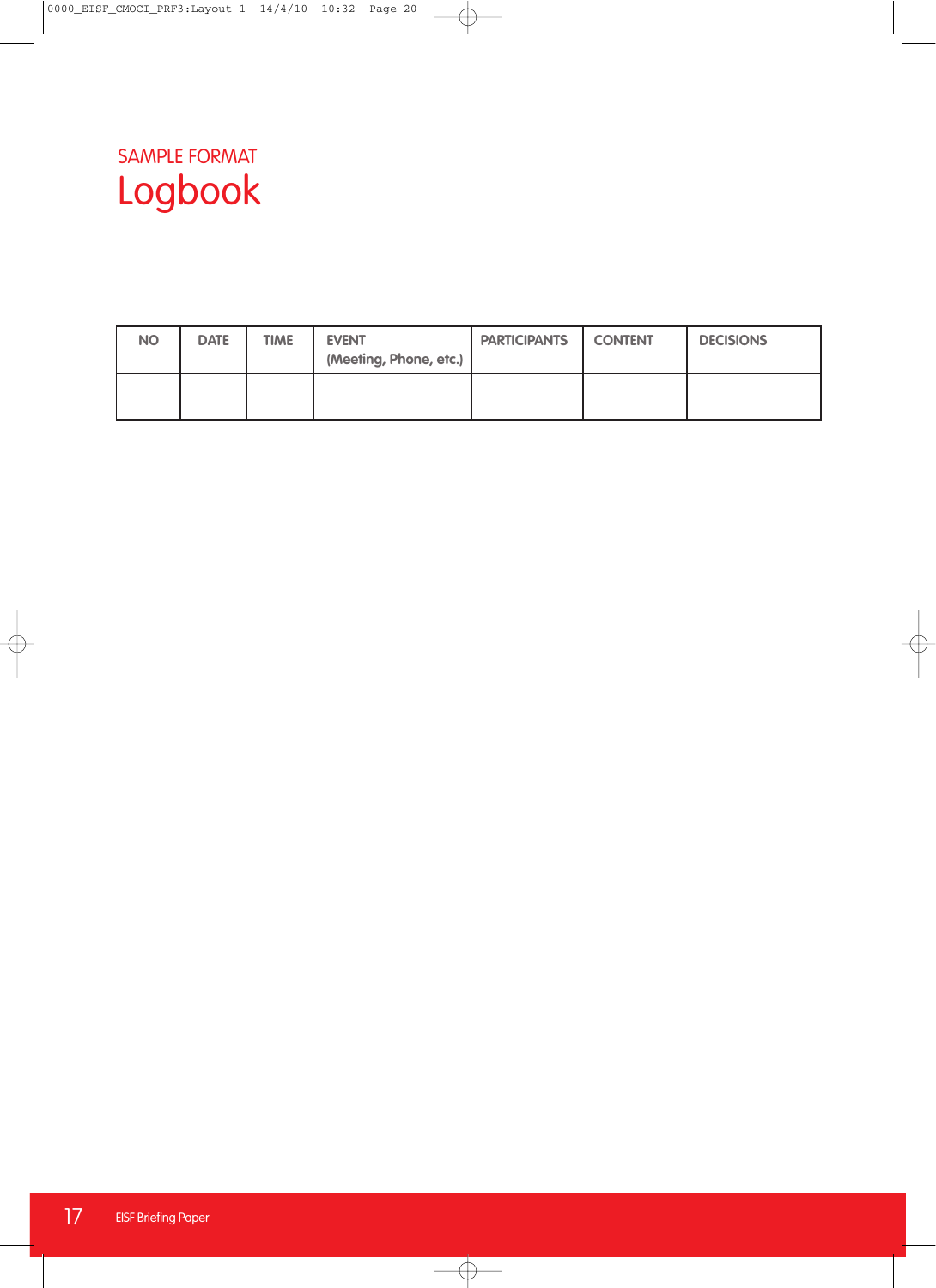SAMPLE FORMAT

# Logbook

| NO | DATE | TIME | EVENT (Meeting, Phone, etc.) | PARTICIPANTS | CONTENT | DECISIONS |
|---|---|---|---|---|---|---|
| | | | | | | |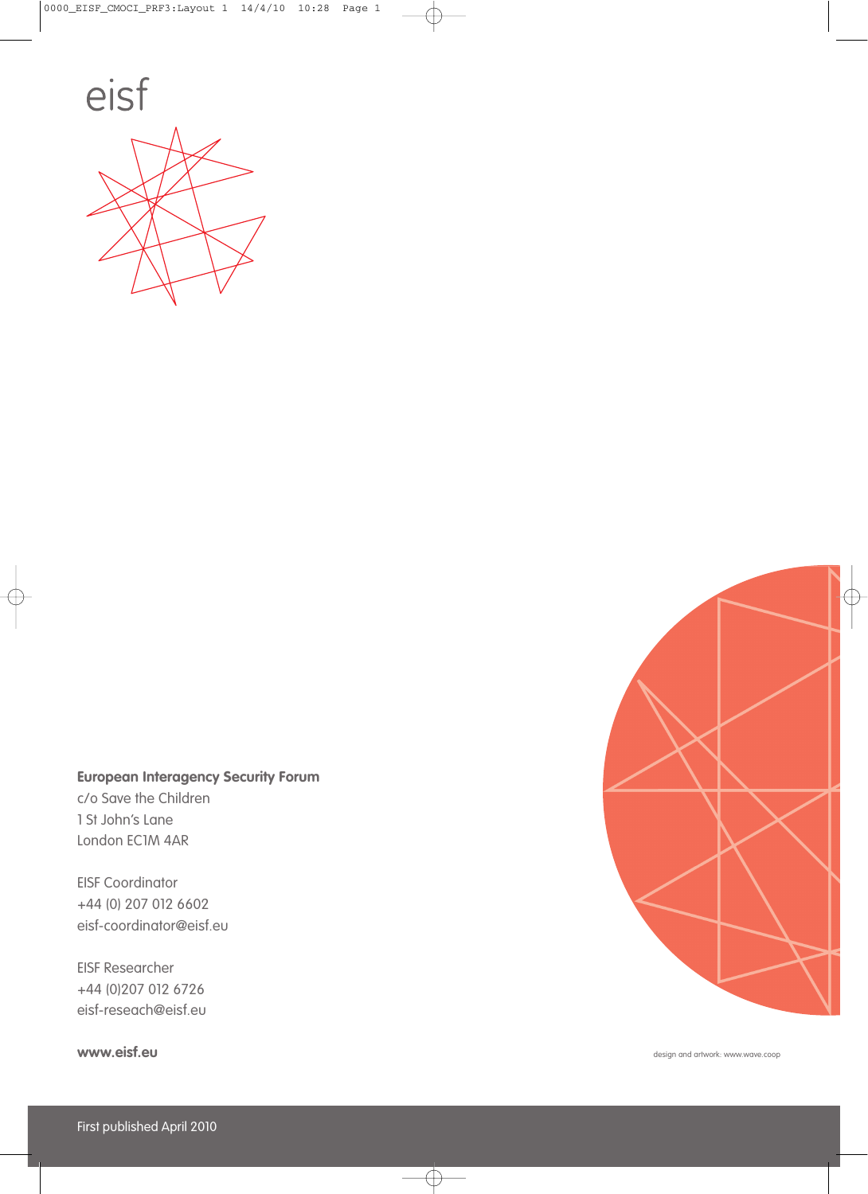eisf

**European Interagency Security Forum**
c/o Save the Children
1 St John's Lane
London EC1M 4AR

EISF Coordinator
+44 (0) 207 012 6602
eisf-coordinator@eisf.eu

EISF Researcher
+44 (0)207 012 6726
eisf-reseach@eisf.eu

**www.eisf.eu**

design and artwork: www.wave.coop

First published April 2010